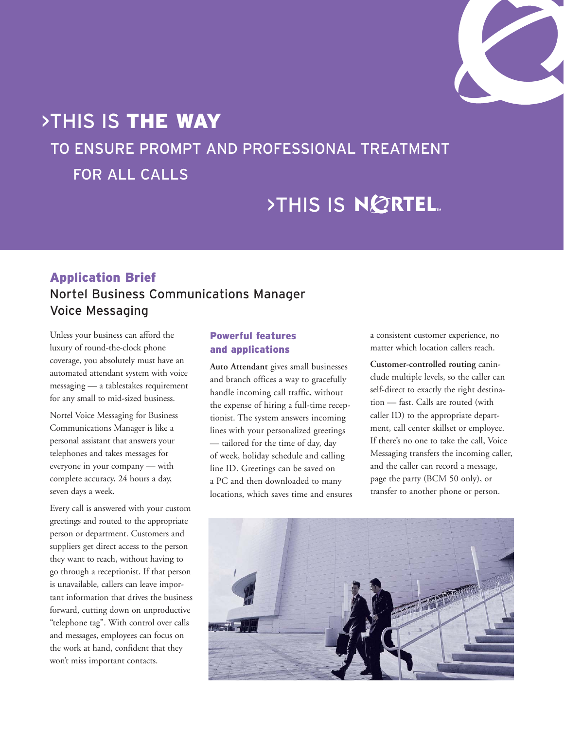# >THIS IS **THE WAY**

## TO ENSURE PROMPT AND PROFESSIONAL TREATMENT FOR ALL CALLS

## >THIS IS NORTEL

### Application Brief

## Nortel Business Communications Manager Voice Messaging

Unless your business can afford the luxury of round-the-clock phone coverage, you absolutely must have an automated attendant system with voice messaging — a tablestakes requirement for any small to mid-sized business.

Nortel Voice Messaging for Business Communications Manager is like a personal assistant that answers your telephones and takes messages for everyone in your company — with complete accuracy, 24 hours a day, seven days a week.

Every call is answered with your custom greetings and routed to the appropriate person or department. Customers and suppliers get direct access to the person they want to reach, without having to go through a receptionist. If that person is unavailable, callers can leave important information that drives the business forward, cutting down on unproductive "telephone tag". With control over calls and messages, employees can focus on the work at hand, confident that they won't miss important contacts.

### Powerful features and applications

**Auto Attendant** gives small businesses and branch offices a way to gracefully handle incoming call traffic, without the expense of hiring a full-time receptionist. The system answers incoming lines with your personalized greetings — tailored for the time of day, day of week, holiday schedule and calling line ID. Greetings can be saved on a PC and then downloaded to many locations, which saves time and ensures a consistent customer experience, no matter which location callers reach.

**Customer-controlled routing** caninclude multiple levels, so the caller can self-direct to exactly the right destination — fast. Calls are routed (with caller ID) to the appropriate department, call center skillset or employee. If there's no one to take the call, Voice Messaging transfers the incoming caller, and the caller can record a message, page the party (BCM 50 only), or transfer to another phone or person.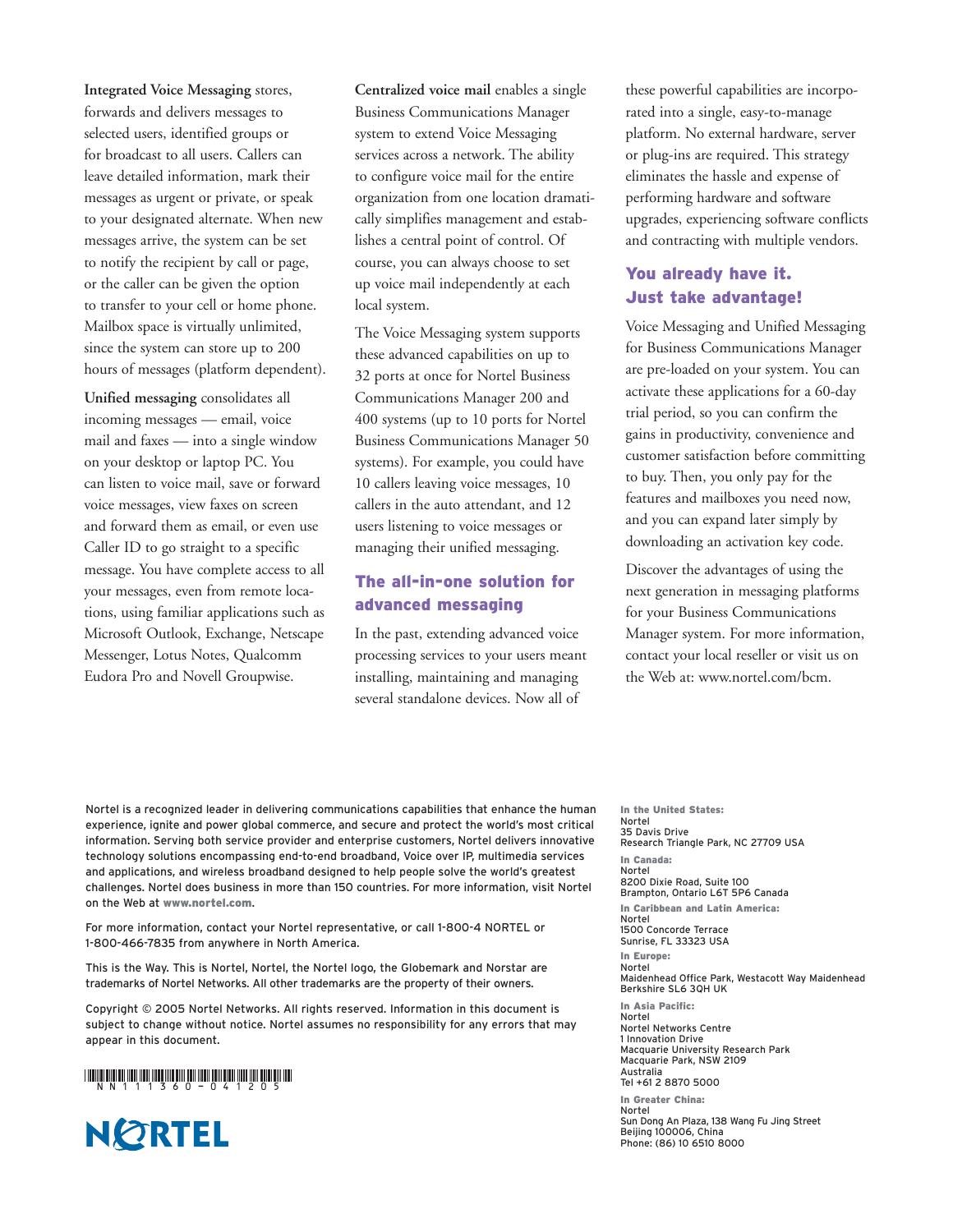**Integrated Voice Messaging** stores, forwards and delivers messages to selected users, identified groups or for broadcast to all users. Callers can leave detailed information, mark their messages as urgent or private, or speak to your designated alternate. When new messages arrive, the system can be set to notify the recipient by call or page, or the caller can be given the option to transfer to your cell or home phone. Mailbox space is virtually unlimited, since the system can store up to 200 hours of messages (platform dependent).

**Unified messaging** consolidates all incoming messages — email, voice mail and faxes — into a single window on your desktop or laptop PC. You can listen to voice mail, save or forward voice messages, view faxes on screen and forward them as email, or even use Caller ID to go straight to a specific message. You have complete access to all your messages, even from remote locations, using familiar applications such as Microsoft Outlook, Exchange, Netscape Messenger, Lotus Notes, Qualcomm Eudora Pro and Novell Groupwise.

**Centralized voice mail** enables a single Business Communications Manager system to extend Voice Messaging services across a network. The ability to configure voice mail for the entire organization from one location dramatically simplifies management and establishes a central point of control. Of course, you can always choose to set up voice mail independently at each local system.

The Voice Messaging system supports these advanced capabilities on up to 32 ports at once for Nortel Business Communications Manager 200 and 400 systems (up to 10 ports for Nortel Business Communications Manager 50 systems). For example, you could have 10 callers leaving voice messages, 10 callers in the auto attendant, and 12 users listening to voice messages or managing their unified messaging.

## The all-in-one solution for advanced messaging

In the past, extending advanced voice processing services to your users meant installing, maintaining and managing several standalone devices. Now all of these powerful capabilities are incorporated into a single, easy-to-manage platform. No external hardware, server or plug-ins are required. This strategy eliminates the hassle and expense of performing hardware and software upgrades, experiencing software conflicts and contracting with multiple vendors.

## You already have it. Just take advantage!

Voice Messaging and Unified Messaging for Business Communications Manager are pre-loaded on your system. You can activate these applications for a 60-day trial period, so you can confirm the gains in productivity, convenience and customer satisfaction before committing to buy. Then, you only pay for the features and mailboxes you need now, and you can expand later simply by downloading an activation key code.

Discover the advantages of using the next generation in messaging platforms for your Business Communications Manager system. For more information, contact your local reseller or visit us on the Web at: www.nortel.com/bcm.

Nortel is a recognized leader in delivering communications capabilities that enhance the human experience, ignite and power global commerce, and secure and protect the world's most critical information. Serving both service provider and enterprise customers, Nortel delivers innovative technology solutions encompassing end-to-end broadband, Voice over IP, multimedia services and applications, and wireless broadband designed to help people solve the world's greatest challenges. Nortel does business in more than 150 countries. For more information, visit Nortel on the Web at **www.nortel.com**.

For more information, contact your Nortel representative, or call 1-800-4 NORTEL or 1-800-466-7835 from anywhere in North America.

This is the Way. This is Nortel, Nortel, the Nortel logo, the Globemark and Norstar are trademarks of Nortel Networks. All other trademarks are the property of their owners.

Copyright © 2005 Nortel Networks. All rights reserved. Information in this document is subject to change without notice. Nortel assumes no responsibility for any errors that may appear in this document.

NN111360-041205

NORTEL

**In the United States:**
Nortel
35 Davis Drive
Research Triangle Park, NC 27709 USA

**In Canada:**
Nortel
8200 Dixie Road, Suite 100
Brampton, Ontario L6T 5P6 Canada

**In Caribbean and Latin America:**
Nortel
1500 Concorde Terrace
Sunrise, FL 33323 USA

**In Europe:**
Nortel
Maidenhead Office Park, Westacott Way Maidenhead
Berkshire SL6 3QH UK

**In Asia Pacific:**
Nortel
Nortel Networks Centre
1 Innovation Drive
Macquarie University Research Park
Macquarie Park, NSW 2109
Australia
Tel +61 2 8870 5000

**In Greater China:**
Nortel
Sun Dong An Plaza, 138 Wang Fu Jing Street
Beijing 100006, China
Phone: (86) 10 6510 8000